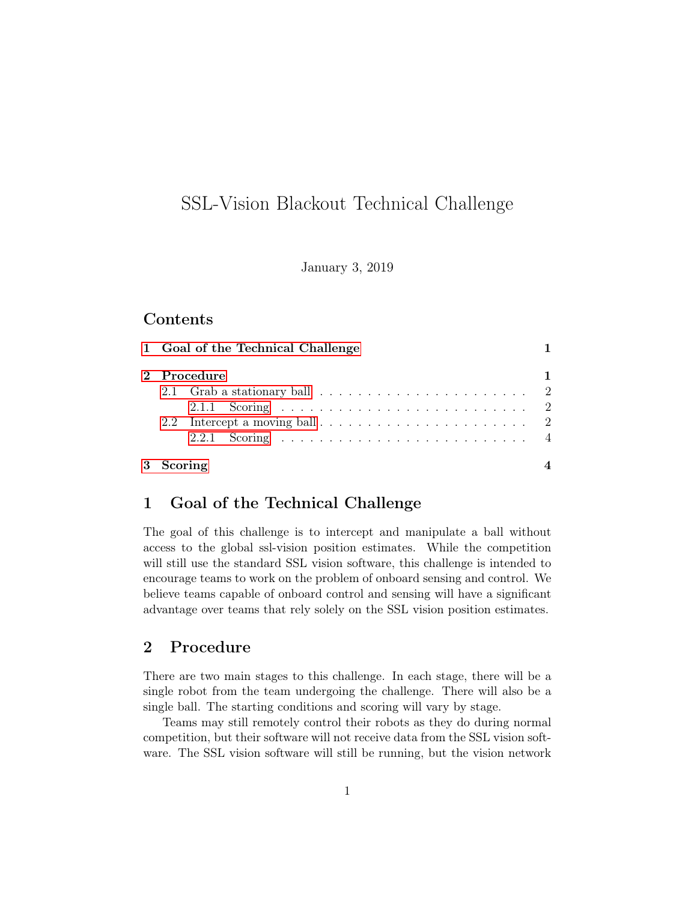# SSL-Vision Blackout Technical Challenge

January 3, 2019

## Contents

- 1 Goal of the Technical Challenge — 1
- 2 Procedure — 1
  - 2.1 Grab a stationary ball — 2
    - 2.1.1 Scoring — 2
  - 2.2 Intercept a moving ball — 2
    - 2.2.1 Scoring — 4
- 3 Scoring — 4

## 1 Goal of the Technical Challenge

The goal of this challenge is to intercept and manipulate a ball without access to the global ssl-vision position estimates. While the competition will still use the standard SSL vision software, this challenge is intended to encourage teams to work on the problem of onboard sensing and control. We believe teams capable of onboard control and sensing will have a significant advantage over teams that rely solely on the SSL vision position estimates.

## 2 Procedure

There are two main stages to this challenge. In each stage, there will be a single robot from the team undergoing the challenge. There will also be a single ball. The starting conditions and scoring will vary by stage.

Teams may still remotely control their robots as they do during normal competition, but their software will not receive data from the SSL vision software. The SSL vision software will still be running, but the vision network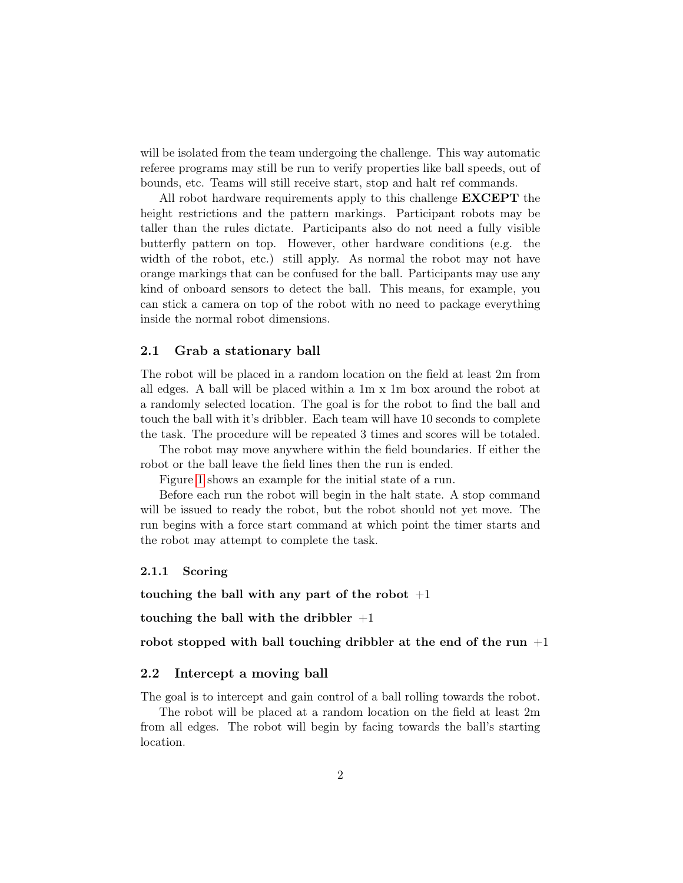will be isolated from the team undergoing the challenge. This way automatic referee programs may still be run to verify properties like ball speeds, out of bounds, etc. Teams will still receive start, stop and halt ref commands.

All robot hardware requirements apply to this challenge **EXCEPT** the height restrictions and the pattern markings. Participant robots may be taller than the rules dictate. Participants also do not need a fully visible butterfly pattern on top. However, other hardware conditions (e.g. the width of the robot, etc.) still apply. As normal the robot may not have orange markings that can be confused for the ball. Participants may use any kind of onboard sensors to detect the ball. This means, for example, you can stick a camera on top of the robot with no need to package everything inside the normal robot dimensions.

## 2.1 Grab a stationary ball

The robot will be placed in a random location on the field at least 2m from all edges. A ball will be placed within a 1m x 1m box around the robot at a randomly selected location. The goal is for the robot to find the ball and touch the ball with it's dribbler. Each team will have 10 seconds to complete the task. The procedure will be repeated 3 times and scores will be totaled.

The robot may move anywhere within the field boundaries. If either the robot or the ball leave the field lines then the run is ended.

Figure 1 shows an example for the initial state of a run.

Before each run the robot will begin in the halt state. A stop command will be issued to ready the robot, but the robot should not yet move. The run begins with a force start command at which point the timer starts and the robot may attempt to complete the task.

### 2.1.1 Scoring

**touching the ball with any part of the robot** +1

**touching the ball with the dribbler** +1

**robot stopped with ball touching dribbler at the end of the run** +1

## 2.2 Intercept a moving ball

The goal is to intercept and gain control of a ball rolling towards the robot.

The robot will be placed at a random location on the field at least 2m from all edges. The robot will begin by facing towards the ball's starting location.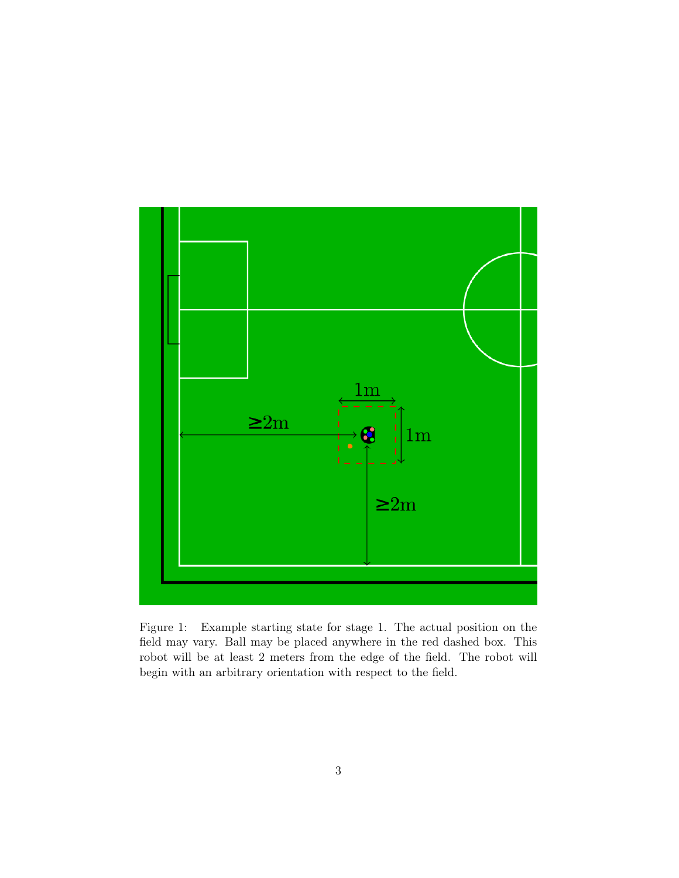Figure 1: Example starting state for stage 1. The actual position on the field may vary. Ball may be placed anywhere in the red dashed box. This robot will be at least 2 meters from the edge of the field. The robot will begin with an arbitrary orientation with respect to the field.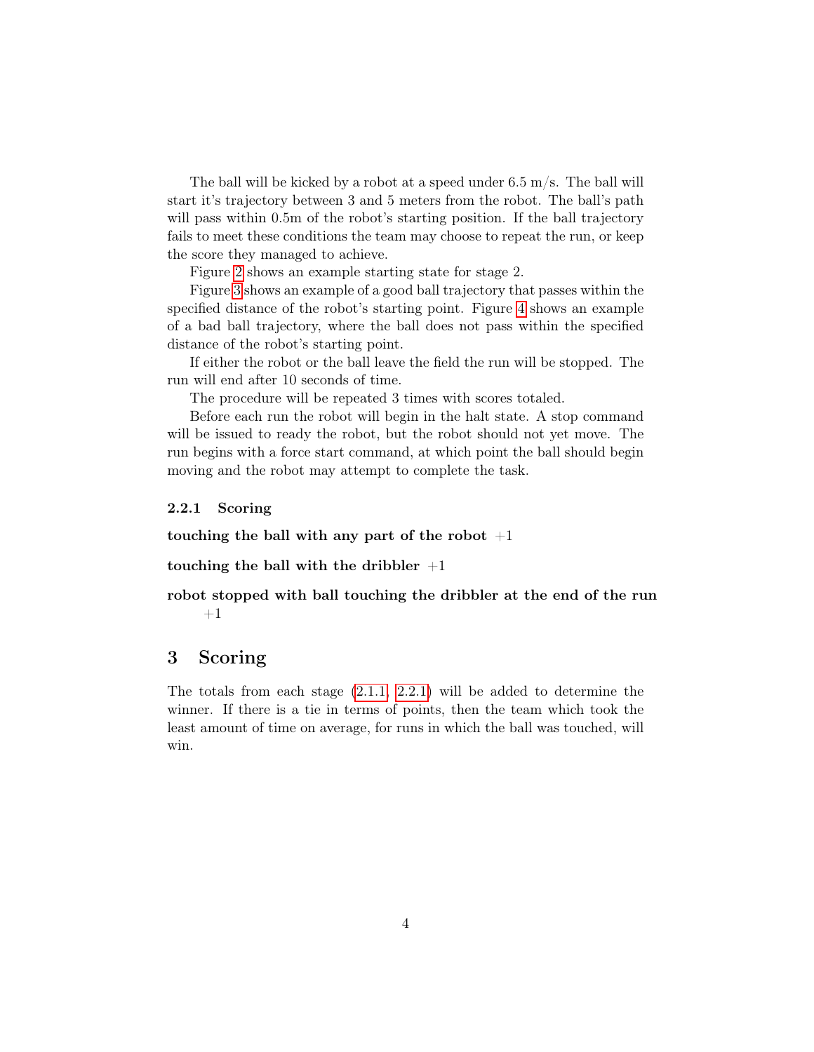The ball will be kicked by a robot at a speed under 6.5 m/s. The ball will start it's trajectory between 3 and 5 meters from the robot. The ball's path will pass within 0.5m of the robot's starting position. If the ball trajectory fails to meet these conditions the team may choose to repeat the run, or keep the score they managed to achieve.

Figure 2 shows an example starting state for stage 2.

Figure 3 shows an example of a good ball trajectory that passes within the specified distance of the robot's starting point. Figure 4 shows an example of a bad ball trajectory, where the ball does not pass within the specified distance of the robot's starting point.

If either the robot or the ball leave the field the run will be stopped. The run will end after 10 seconds of time.

The procedure will be repeated 3 times with scores totaled.

Before each run the robot will begin in the halt state. A stop command will be issued to ready the robot, but the robot should not yet move. The run begins with a force start command, at which point the ball should begin moving and the robot may attempt to complete the task.

#### 2.2.1 Scoring

**touching the ball with any part of the robot** +1

**touching the ball with the dribbler** +1

**robot stopped with ball touching the dribbler at the end of the run** +1

## 3 Scoring

The totals from each stage (2.1.1, 2.2.1) will be added to determine the winner. If there is a tie in terms of points, then the team which took the least amount of time on average, for runs in which the ball was touched, will win.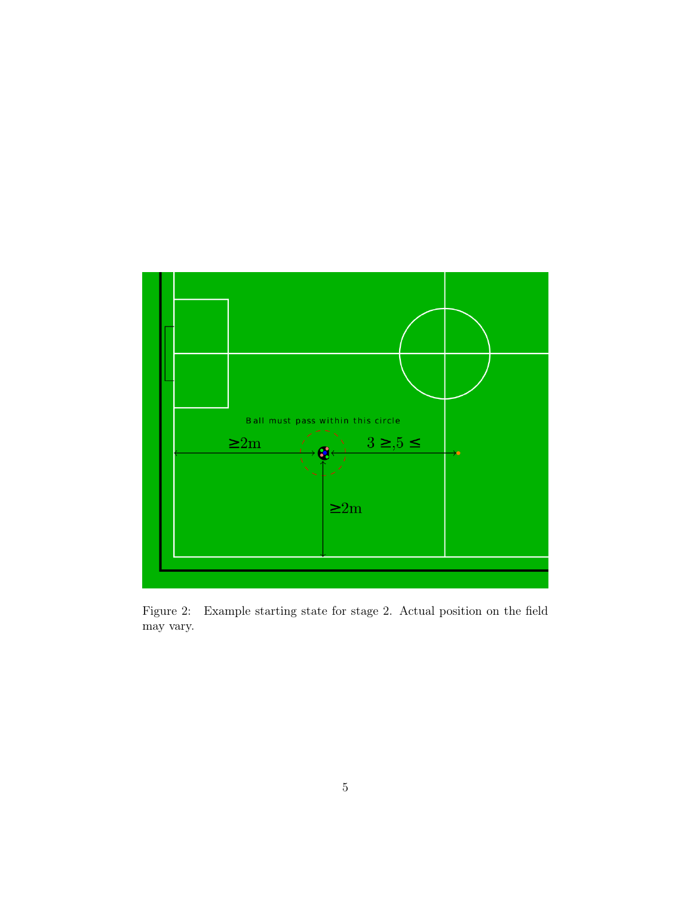Figure 2: Example starting state for stage 2. Actual position on the field may vary.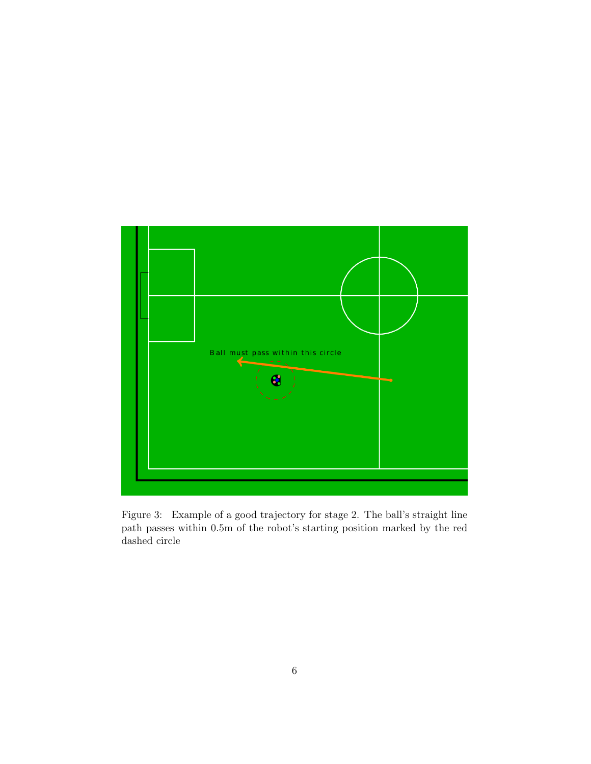Figure 3: Example of a good trajectory for stage 2. The ball's straight line path passes within 0.5m of the robot's starting position marked by the red dashed circle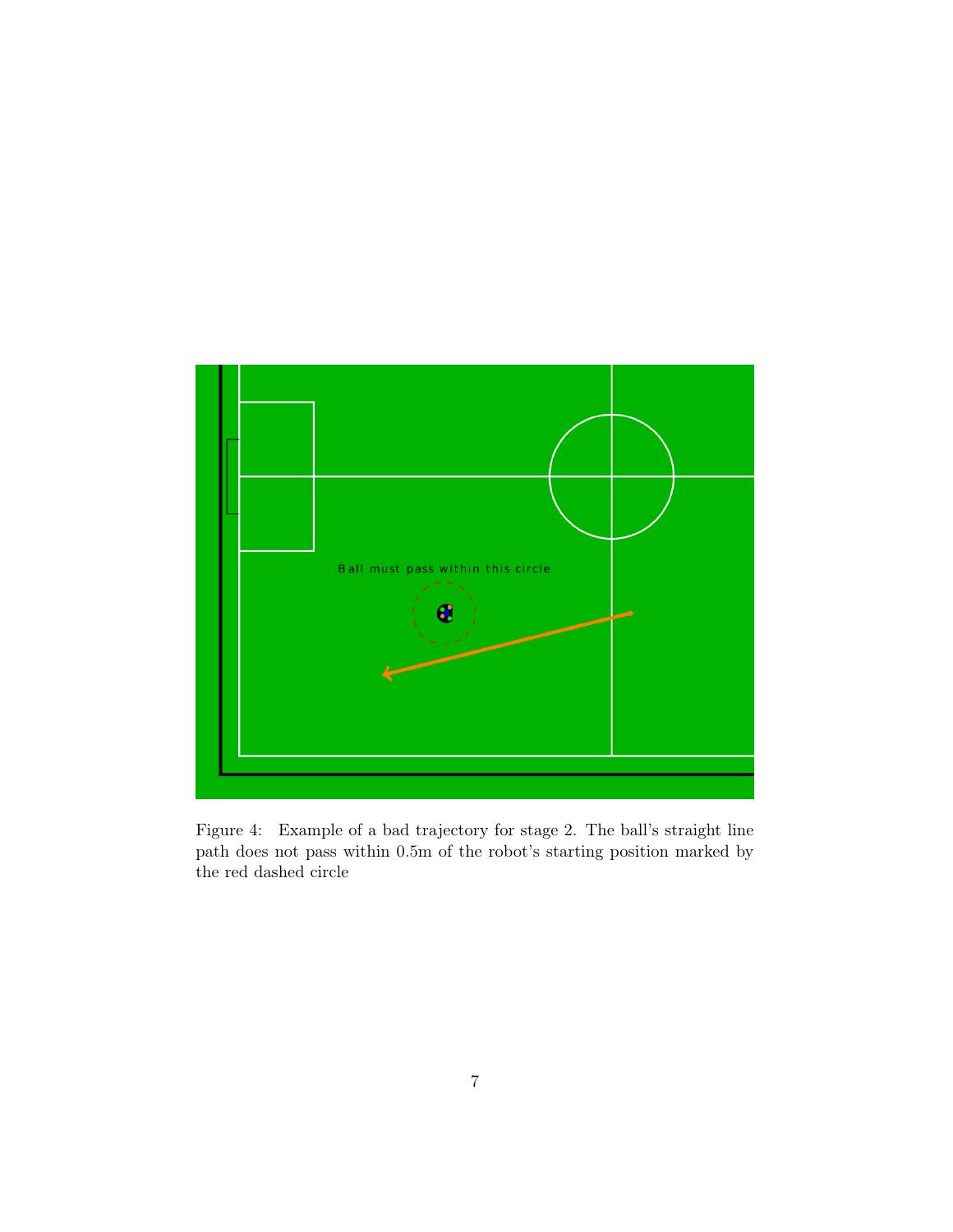Ball must pass within this circle

Figure 4: Example of a bad trajectory for stage 2. The ball's straight line path does not pass within 0.5m of the robot's starting position marked by the red dashed circle